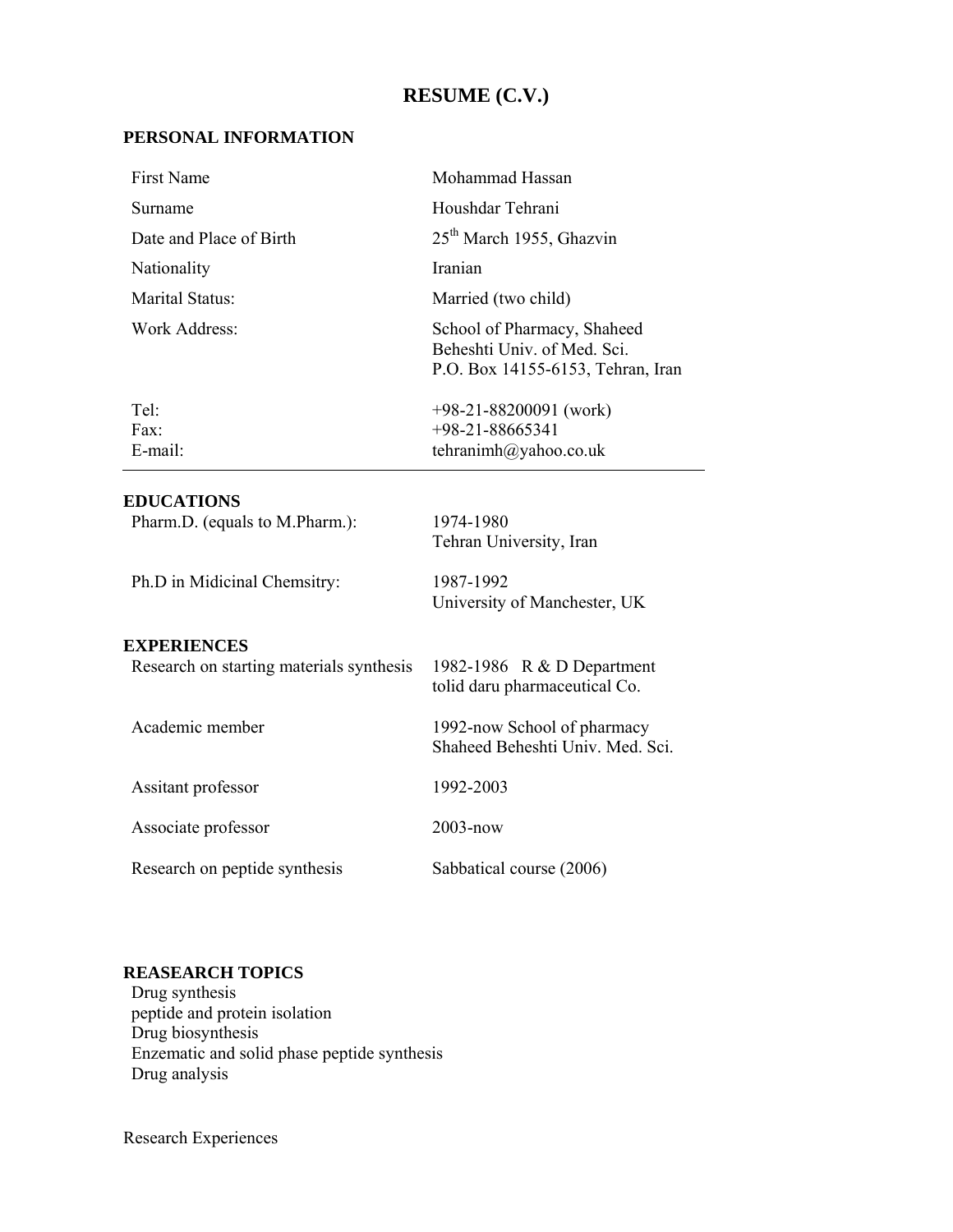# RESUME (C.V.)

## PERSONAL INFORMATION

| | |
|---|---|
| First Name | Mohammad Hassan |
| Surname | Houshdar Tehrani |
| Date and Place of Birth | 25th March 1955, Ghazvin |
| Nationality | Iranian |
| Marital Status: | Married (two child) |
| Work Address: | School of Pharmacy, Shaheed Beheshti Univ. of Med. Sci. P.O. Box 14155-6153, Tehran, Iran |
| Tel: | +98-21-88200091 (work) |
| Fax: | +98-21-88665341 |
| E-mail: | tehranimh@yahoo.co.uk |

---

## EDUCATIONS

| | |
|---|---|
| Pharm.D. (equals to M.Pharm.): | 1974-1980<br>Tehran University, Iran |
| Ph.D in Midicinal Chemsitry: | 1987-1992<br>University of Manchester, UK |

## EXPERIENCES

| | |
|---|---|
| Research on starting materials synthesis | 1982-1986 R & D Department<br>tolid daru pharmaceutical Co. |
| Academic member | 1992-now School of pharmacy<br>Shaheed Beheshti Univ. Med. Sci. |
| Assitant professor | 1992-2003 |
| Associate professor | 2003-now |
| Research on peptide synthesis | Sabbatical course (2006) |

## REASEARCH TOPICS

Drug synthesis
peptide and protein isolation
Drug biosynthesis
Enzematic and solid phase peptide synthesis
Drug analysis

Research Experiences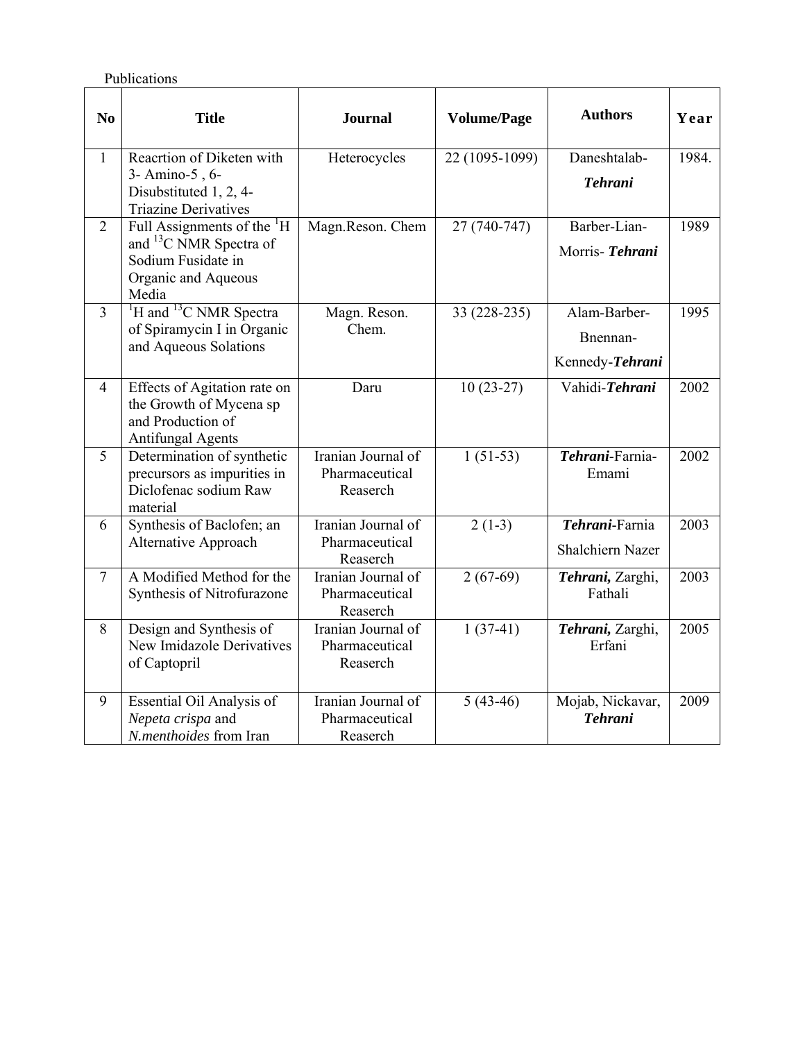Publications

| No | Title | Journal | Volume/Page | Authors | Year |
|---|---|---|---|---|---|
| 1 | Reacrtion of Diketen with 3- Amino-5 , 6-Disubstituted 1, 2, 4-Triazine Derivatives | Heterocycles | 22 (1095-1099) | Daneshtalab-***Tehrani*** | 1984. |
| 2 | Full Assignments of the $^{1}H$ and $^{13}C$ NMR Spectra of Sodium Fusidate in Organic and Aqueous Media | Magn.Reson. Chem | 27 (740-747) | Barber-Lian-Morris- ***Tehrani*** | 1989 |
| 3 | $^{1}H$ and $^{13}C$ NMR Spectra of Spiramycin I in Organic and Aqueous Solations | Magn. Reson. Chem. | 33 (228-235) | Alam-Barber-Bnennan-Kennedy-***Tehrani*** | 1995 |
| 4 | Effects of Agitation rate on the Growth of Mycena sp and Production of Antifungal Agents | Daru | 10 (23-27) | Vahidi-***Tehrani*** | 2002 |
| 5 | Determination of synthetic precursors as impurities in Diclofenac sodium Raw material | Iranian Journal of Pharmaceutical Reaserch | 1 (51-53) | ***Tehrani***-Farnia-Emami | 2002 |
| 6 | Synthesis of Baclofen; an Alternative Approach | Iranian Journal of Pharmaceutical Reaserch | 2 (1-3) | ***Tehrani***-Farnia Shalchiern Nazer | 2003 |
| 7 | A Modified Method for the Synthesis of Nitrofurazone | Iranian Journal of Pharmaceutical Reaserch | 2 (67-69) | ***Tehrani,*** Zarghi, Fathali | 2003 |
| 8 | Design and Synthesis of New Imidazole Derivatives of Captopril | Iranian Journal of Pharmaceutical Reaserch | 1 (37-41) | ***Tehrani,*** Zarghi, Erfani | 2005 |
| 9 | Essential Oil Analysis of *Nepeta crispa* and *N.menthoides* from Iran | Iranian Journal of Pharmaceutical Reaserch | 5 (43-46) | Mojab, Nickavar, ***Tehrani*** | 2009 |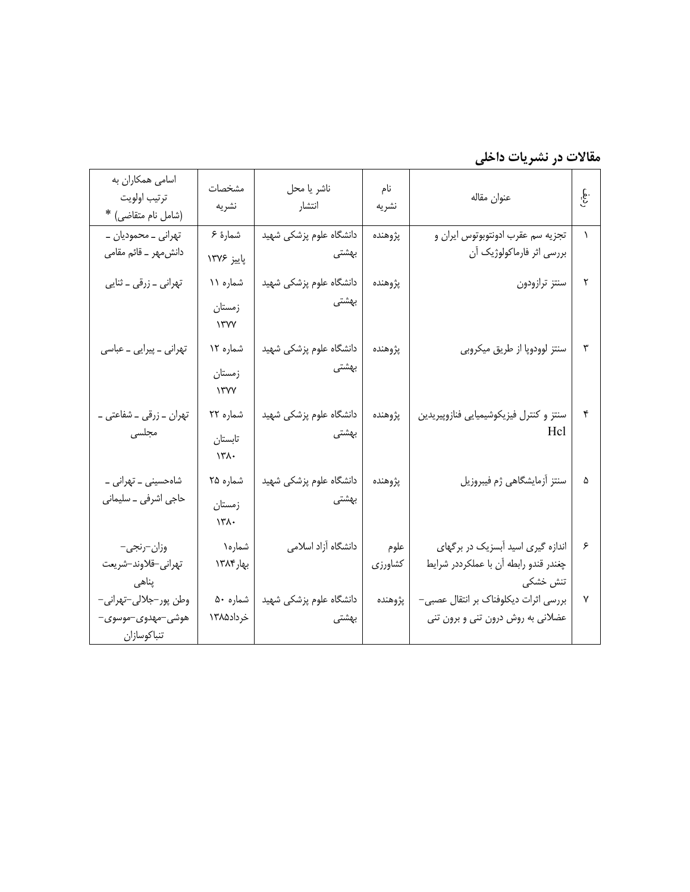## مقالات در نشریات داخلی

| ردیف | عنوان مقاله | نام نشریه | ناشر یا محل انتشار | مشخصات نشریه | اسامی همکاران به ترتیب اولویت (شامل نام متقاضی) * |
|---|---|---|---|---|---|
| ۱ | تجزیه سم عقرب ادونتوبوتوس ایران و بررسی اثر فارماکولوژیک آن | پژوهنده | دانشگاه علوم پزشکی شهید بهشتی | شمارهٔ ۶ پاییز ۱۳۷۶ | تهرانی ـ محمودیان ـ دانش‌مهر ـ قائم مقامی |
| ۲ | سنتز ترازودون | پژوهنده | دانشگاه علوم پزشکی شهید بهشتی | شماره ۱۱ زمستان ۱۳۷۷ | تهرانی ـ زرقی ـ ثنایی |
| ۳ | سنتز لوودوپا از طریق میکروبی | پژوهنده | دانشگاه علوم پزشکی شهید بهشتی | شماره ۱۲ زمستان ۱۳۷۷ | تهرانی ـ پیرایی ـ عباسی |
| ۴ | سنتز و کنترل فیزیکوشیمیایی فنازوپیریدین Hcl | پژوهنده | دانشگاه علوم پزشکی شهید بهشتی | شماره ۲۲ تابستان ۱۳۸۰ | تهران ـ زرقی ـ شفاعتی ـ مجلسی |
| ۵ | سنتز آزمایشگاهی ژم فیبروزیل | پژوهنده | دانشگاه علوم پزشکی شهید بهشتی | شماره ۲۵ زمستان ۱۳۸۰ | شاه‌حسینی ـ تهرانی ـ حاجی اشرفی ـ سلیمانی |
| ۶ | اندازه گیری اسید آبسزیک در برگهای چغندر قندو رابطه آن با عملکرددر شرایط تنش خشکی | علوم کشاورزی | دانشگاه آزاد اسلامی | شماره۱ بهار۱۳۸۴ | وزان–رنجی–تهرانی–قلاوند–شریعت پناهی |
| ۷ | بررسی اثرات دیکلوفناک بر انتقال عصبی–عضلانی به روش درون تنی و برون تنی | پژوهنده | دانشگاه علوم پزشکی شهید بهشتی | شماره ۵۰ خرداد۱۳۸۵ | وطن پور–جلالی–تهرانی–هوشی–مهدوی–موسوی–تنباکوسازان |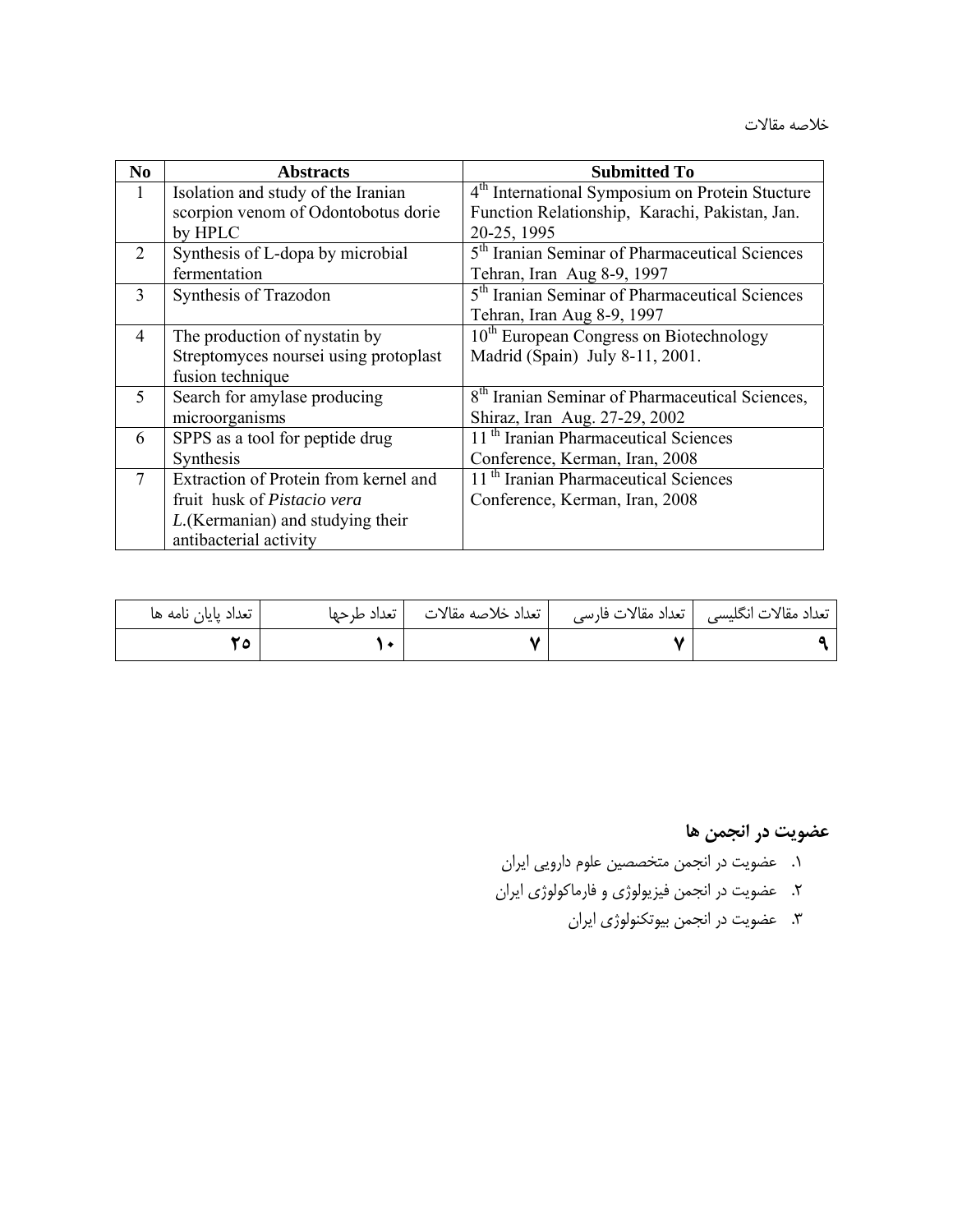خلاصه مقالات

| No | Abstracts | Submitted To |
|---|---|---|
| 1 | Isolation and study of the Iranian scorpion venom of Odontobotus dorie by HPLC | 4th International Symposium on Protein Stucture Function Relationship, Karachi, Pakistan, Jan. 20-25, 1995 |
| 2 | Synthesis of L-dopa by microbial fermentation | 5th Iranian Seminar of Pharmaceutical Sciences Tehran, Iran Aug 8-9, 1997 |
| 3 | Synthesis of Trazodon | 5th Iranian Seminar of Pharmaceutical Sciences Tehran, Iran Aug 8-9, 1997 |
| 4 | The production of nystatin by Streptomyces noursei using protoplast fusion technique | 10th European Congress on Biotechnology Madrid (Spain) July 8-11, 2001. |
| 5 | Search for amylase producing microorganisms | 8th Iranian Seminar of Pharmaceutical Sciences, Shiraz, Iran Aug. 27-29, 2002 |
| 6 | SPPS as a tool for peptide drug Synthesis | 11 th Iranian Pharmaceutical Sciences Conference, Kerman, Iran, 2008 |
| 7 | Extraction of Protein from kernel and fruit husk of *Pistacio vera L.*(Kermanian) and studying their antibacterial activity | 11 th Iranian Pharmaceutical Sciences Conference, Kerman, Iran, 2008 |

| تعداد مقالات انگلیسی | تعداد مقالات فارسی | تعداد خلاصه مقالات | تعداد طرحها | تعداد پایان نامه ها |
|---|---|---|---|---|
| **۹** | **۷** | **۷** | **۱۰** | **۲۵** |

## عضویت در انجمن ها

۱. عضویت در انجمن متخصصین علوم دارویی ایران
۲. عضویت در انجمن فیزیولوژی و فارماکولوژی ایران
۳. عضویت در انجمن بیوتکنولوژی ایران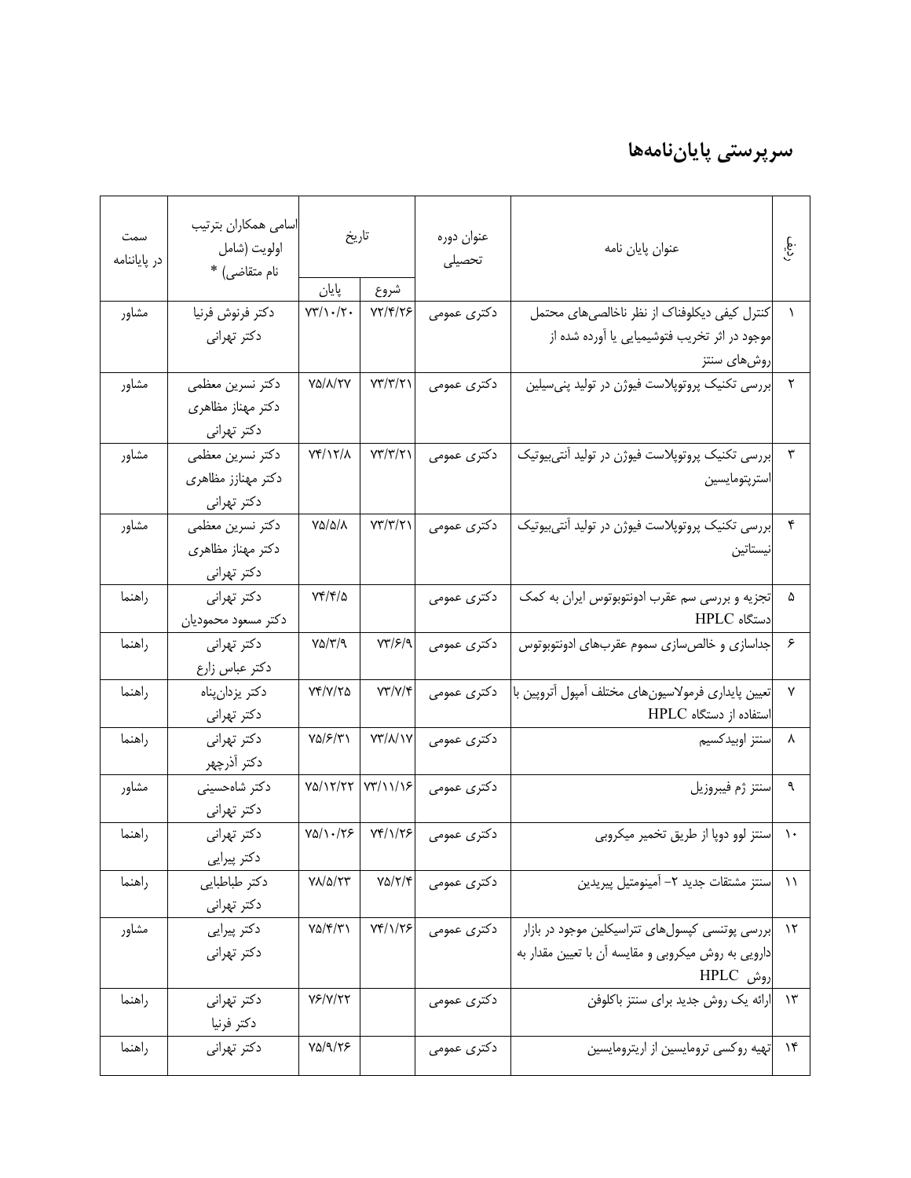## سرپرستی پایان‌نامه‌ها

| ردیف | عنوان پایان نامه | عنوان دوره تحصیلی | تاریخ | | اسامی همکاران بترتیب اولویت (شامل نام متقاضی) * | سمت در پایاننامه |
|---|---|---|---|---|---|---|
| | | | شروع | پایان | | |
| ۱ | کنترل کیفی دیکلوفناک از نظر ناخالصی‌های محتمل موجود در اثر تخریب فتوشیمیایی یا آورده شده از روش‌های سنتز | دکتری عمومی | ۷۲/۴/۲۶ | ۷۳/۱۰/۲۰ | دکتر فرنوش فرنیا<br>دکتر تهرانی | مشاور |
| ۲ | بررسی تکنیک پروتوپلاست فیوژن در تولید پنی‌سیلین | دکتری عمومی | ۷۳/۳/۲۱ | ۷۵/۸/۲۷ | دکتر نسرین معظمی<br>دکتر مهناز مظاهری<br>دکتر تهرانی | مشاور |
| ۳ | بررسی تکنیک پروتوپلاست فیوژن در تولید آنتی‌بیوتیک استرپتومایسین | دکتری عمومی | ۷۳/۳/۲۱ | ۷۴/۱۲/۸ | دکتر نسرین معظمی<br>دکتر مهنازز مظاهری<br>دکتر تهرانی | مشاور |
| ۴ | بررسی تکنیک پروتوپلاست فیوژن در تولید آنتی‌بیوتیک نیستاتین | دکتری عمومی | ۷۳/۳/۲۱ | ۷۵/۵/۸ | دکتر نسرین معظمی<br>دکتر مهناز مظاهری<br>دکتر تهرانی | مشاور |
| ۵ | تجزیه و بررسی سم عقرب ادونتوبوتوس ایران به کمک دستگاه HPLC | دکتری عمومی | | ۷۴/۴/۵ | دکتر تهرانی<br>دکتر مسعود محمودیان | راهنما |
| ۶ | جداسازی و خالص‌سازی سموم عقرب‌های ادونتوبوتوس | دکتری عمومی | ۷۳/۶/۹ | ۷۵/۳/۹ | دکتر تهرانی<br>دکتر عباس زارع | راهنما |
| ۷ | تعیین پایداری فرمولاسیون‌های مختلف آمپول آتروپین با استفاده از دستگاه HPLC | دکتری عمومی | ۷۳/۷/۴ | ۷۴/۷/۲۵ | دکتر یزدان‌پناه<br>دکتر تهرانی | راهنما |
| ۸ | سنتز اوبیدکسیم | دکتری عمومی | ۷۳/۸/۱۷ | ۷۵/۶/۳۱ | دکتر تهرانی<br>دکتر آذرچهر | راهنما |
| ۹ | سنتز ژم فیبروزیل | دکتری عمومی | ۷۳/۱۱/۱۶ | ۷۵/۱۲/۲۲ | دکتر شاه‌حسینی<br>دکتر تهرانی | مشاور |
| ۱۰ | سنتز لوو دوپا از طریق تخمیر میکروبی | دکتری عمومی | ۷۴/۱/۲۶ | ۷۵/۱۰/۲۶ | دکتر تهرانی<br>دکتر پیرایی | راهنما |
| ۱۱ | سنتز مشتقات جدید ۲- آمینومتیل پیریدین | دکتری عمومی | ۷۵/۲/۴ | ۷۸/۵/۲۳ | دکتر طباطبایی<br>دکتر تهرانی | راهنما |
| ۱۲ | بررسی پوتنسی کپسول‌های تتراسیکلین موجود در بازار دارویی به روش میکروبی و مقایسه آن با تعیین مقدار به روش HPLC | دکتری عمومی | ۷۴/۱/۲۶ | ۷۵/۴/۳۱ | دکتر پیرایی<br>دکتر تهرانی | مشاور |
| ۱۳ | ارائه یک روش جدید برای سنتز باکلوفن | دکتری عمومی | | ۷۶/۷/۲۲ | دکتر تهرانی<br>دکتر فرنیا | راهنما |
| ۱۴ | تهیه روکسی ترومایسین از اریترومایسین | دکتری عمومی | | ۷۵/۹/۲۶ | دکتر تهرانی | راهنما |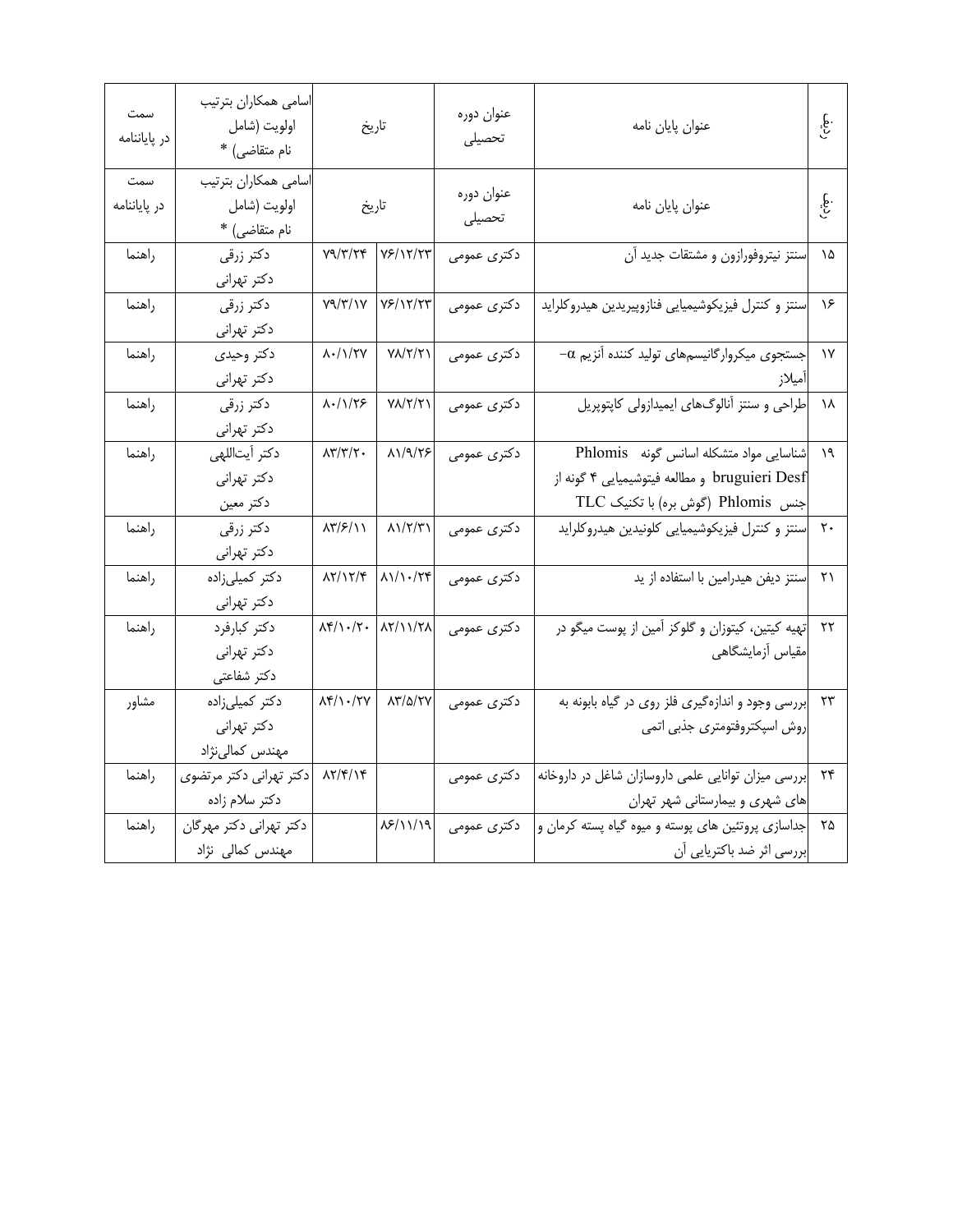| ردیف | عنوان پایان نامه | عنوان دوره تحصیلی | تاریخ | | اسامی همکاران بترتیب اولویت (شامل نام متقاضی) * | سمت در پایاننامه |
|---|---|---|---|---|---|---|
| ردیف | عنوان پایان نامه | عنوان دوره تحصیلی | تاریخ | | اسامی همکاران بترتیب اولویت (شامل نام متقاضی) * | سمت در پایاننامه |
| ۱۵ | سنتز نیتروفورازون و مشتقات جدید آن | دکتری عمومی | ۷۶/۱۲/۲۳ | ۷۹/۳/۲۴ | دکتر زرقی<br>دکتر تهرانی | راهنما |
| ۱۶ | سنتز و کنترل فیزیکوشیمیایی فنازوپیریدین هیدروکلراید | دکتری عمومی | ۷۶/۱۲/۲۳ | ۷۹/۳/۱۷ | دکتر زرقی<br>دکتر تهرانی | راهنما |
| ۱۷ | جستجوی میکروارگانیسم‌های تولید کننده آنزیم α- آمیلاز | دکتری عمومی | ۷۸/۲/۲۱ | ۸۰/۱/۲۷ | دکتر وحیدی<br>دکتر تهرانی | راهنما |
| ۱۸ | طراحی و سنتز آنالوگ‌های ایمیدازولی کاپتوپریل | دکتری عمومی | ۷۸/۲/۲۱ | ۸۰/۱/۲۶ | دکتر زرقی<br>دکتر تهرانی | راهنما |
| ۱۹ | شناسایی مواد متشکله اسانس گونه Phlomis bruguieri Desf و مطالعه فیتوشیمیایی ۴ گونه از جنس Phlomis (گوش بره) با تکنیک TLC | دکتری عمومی | ۸۱/۹/۲۶ | ۸۳/۳/۲۰ | دکتر آیت‌اللهی<br>دکتر تهرانی<br>دکتر معین | راهنما |
| ۲۰ | سنتز و کنترل فیزیکوشیمیایی کلونیدین هیدروکلراید | دکتری عمومی | ۸۱/۲/۳۱ | ۸۳/۶/۱۱ | دکتر زرقی<br>دکتر تهرانی | راهنما |
| ۲۱ | سنتز دیفن هیدرامین با استفاده از ید | دکتری عمومی | ۸۱/۱۰/۲۴ | ۸۲/۱۲/۴ | دکتر کمیلی‌زاده<br>دکتر تهرانی | راهنما |
| ۲۲ | تهیه کیتین، کیتوزان و گلوکز آمین از پوست میگو در مقیاس آزمایشگاهی | دکتری عمومی | ۸۲/۱۱/۲۸ | ۸۴/۱۰/۲۰ | دکتر کبارفرد<br>دکتر تهرانی<br>دکتر شفاعتی | راهنما |
| ۲۳ | بررسی وجود و اندازه‌گیری فلز روی در گیاه بابونه به روش اسپکتروفتومتری جذبی اتمی | دکتری عمومی | ۸۳/۵/۲۷ | ۸۴/۱۰/۲۷ | دکتر کمیلی‌زاده<br>دکتر تهرانی<br>مهندس کمالی‌نژاد | مشاور |
| ۲۴ | بررسی میزان توانایی علمی داروسازان شاغل در داروخانه های شهری و بیمارستانی شهر تهران | دکتری عمومی | | ۸۲/۴/۱۴ | دکتر تهرانی دکتر مرتضوی<br>دکتر سلام زاده | راهنما |
| ۲۵ | جداسازی پروتئین های پوسته و میوه گیاه پسته کرمان و بررسی اثر ضد باکتریایی آن | دکتری عمومی | ۸۶/۱۱/۱۹ | | دکتر تهرانی دکتر مهرگان<br>مهندس کمالی نژاد | راهنما |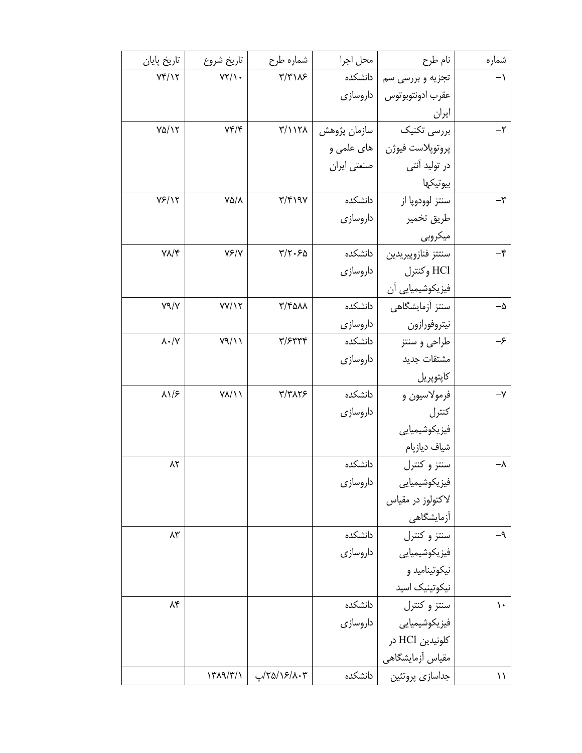| شماره | نام طرح | محل اجرا | شماره طرح | تاریخ شروع | تاریخ پایان |
|---|---|---|---|---|---|
| ۱- | تجزیه و بررسی سم عقرب ادونتوبوتوس ایران | دانشکده داروسازی | ۳/۳۱۸۶ | ۷۲/۱۰ | ۷۴/۱۲ |
| ۲- | بررسی تکنیک پروتوپلاست فیوژن در تولید آنتی بیوتیکها | سازمان پژوهش های علمی و صنعتی ایران | ۳/۱۱۲۸ | ۷۴/۴ | ۷۵/۱۲ |
| ۳- | سنتز لوودوپا از طریق تخمیر میکروبی | دانشکده داروسازی | ۳/۴۱۹۷ | ۷۵/۸ | ۷۶/۱۲ |
| ۴- | سنتز فنازوپیریدین HCl وکنترل فیزیکوشیمیایی آن | دانشکده داروسازی | ۳/۲۰۶۵ | ۷۶/۷ | ۷۸/۴ |
| ۵- | سنتز آزمایشگاهی نیتروفورازون | دانشکده داروسازی | ۳/۴۵۸۸ | ۷۷/۱۲ | ۷۹/۷ |
| ۶- | طراحی و سنتز مشتقات جدید کاپتوپریل | دانشکده داروسازی | ۳/۶۳۳۴ | ۷۹/۱۱ | ۸۰/۷ |
| ۷- | فرمولاسیون و کنترل فیزیکوشیمیایی شیاف دیازپام | دانشکده داروسازی | ۳/۳۸۲۶ | ۷۸/۱۱ | ۸۱/۶ |
| ۸- | سنتز و کنترل فیزیکوشیمیایی لاکتولوز در مقیاس آزمایشگاهی | دانشکده داروسازی | | | ۸۲ |
| ۹- | سنتز و کنترل فیزیکوشیمیایی نیکوتینامید و نیکوتینیک اسید | دانشکده داروسازی | | | ۸۳ |
| ۱۰ | سنتز و کنترل فیزیکوشیمیایی کلونیدین HCl در مقیاس آزمایشگاهی | دانشکده داروسازی | | | ۸۴ |
| ۱۱ | جداسازی پروتئین | دانشکده | ۲۵/۱۶/۸۰۳/پ | ۱۳۸۹/۳/۱ | |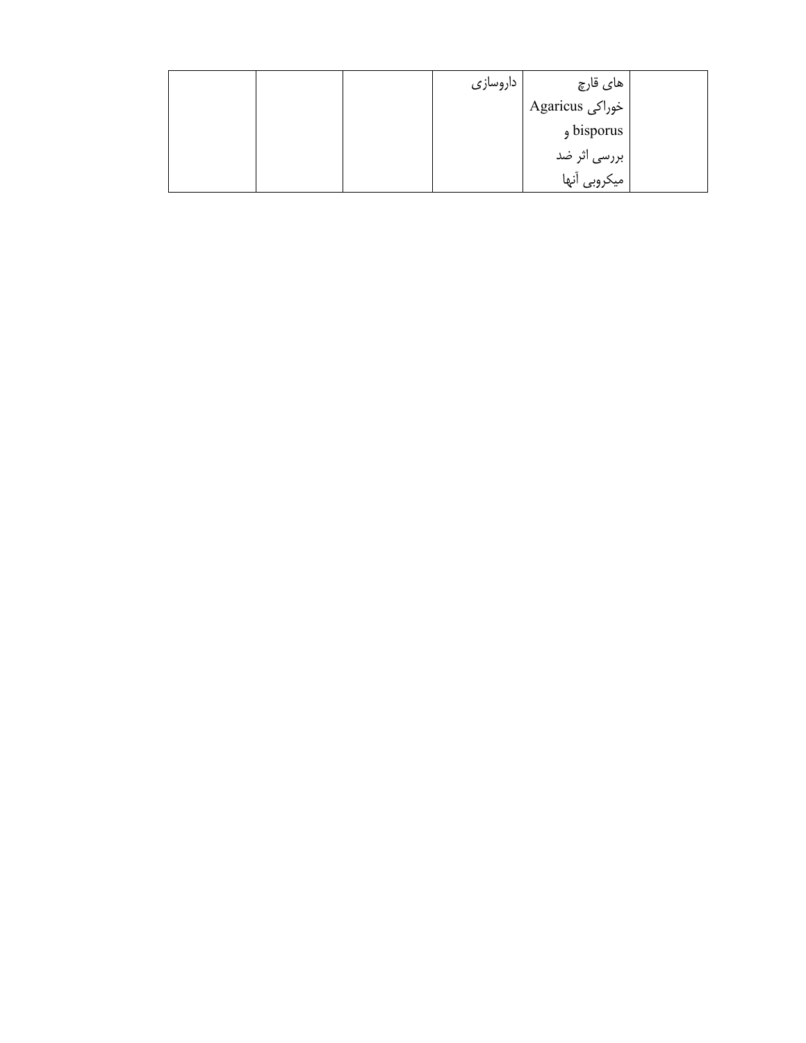| | | | | | |
|---|---|---|---|---|---|
| | های قارچ خوراکی Agaricus bisporus و بررسی اثر ضد میکروبی آنها | داروسازی | | | |